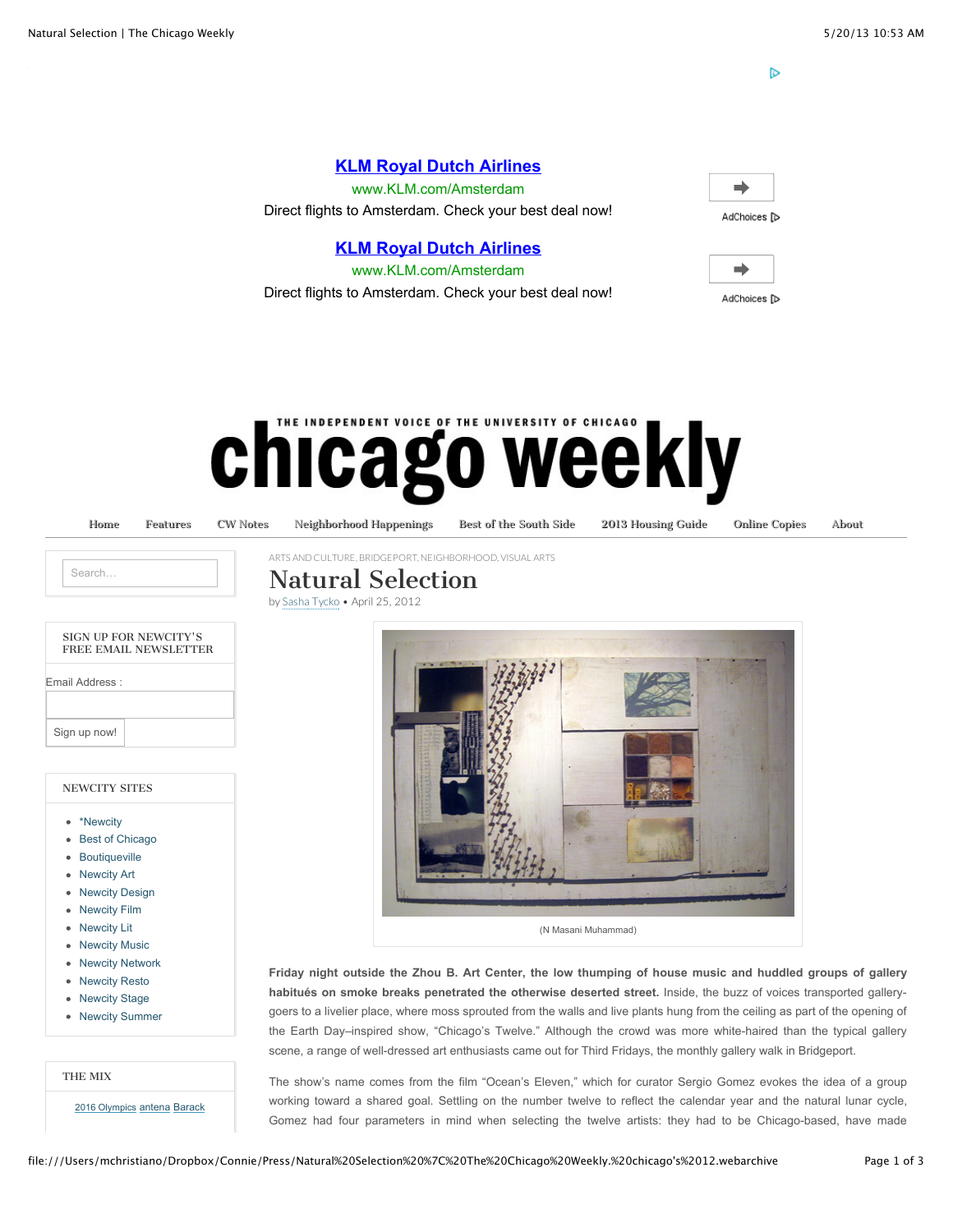**[KLM Royal Dutch Airlines](www.KLM.com/Amsterdam)**
www.KLM.com/Amsterdam
Direct flights to Amsterdam. Check your best deal now!

AdChoices

**[KLM Royal Dutch Airlines](www.KLM.com/Amsterdam)**
www.KLM.com/Amsterdam
Direct flights to Amsterdam. Check your best deal now!

AdChoices

THE INDEPENDENT VOICE OF THE UNIVERSITY OF CHICAGO

# chicago weekly

Home | Features | CW Notes | Neighborhood Happenings | Best of the South Side | 2013 Housing Guide | Online Copies | About

Search...

SIGN UP FOR NEWCITY'S FREE EMAIL NEWSLETTER

Email Address :

Sign up now!

NEWCITY SITES

- *Newcity
- Best of Chicago
- Boutiqueville
- Newcity Art
- Newcity Design
- Newcity Film
- Newcity Lit
- Newcity Music
- Newcity Network
- Newcity Resto
- Newcity Stage
- Newcity Summer

THE MIX

2016 Olympics antena Barack

ARTS AND CULTURE, BRIDGEPORT, NEIGHBORHOOD, VISUAL ARTS

## Natural Selection

by Sasha Tycko • April 25, 2012

(N Masani Muhammad)

**Friday night outside the Zhou B. Art Center, the low thumping of house music and huddled groups of gallery habitués on smoke breaks penetrated the otherwise deserted street.** Inside, the buzz of voices transported gallery-goers to a livelier place, where moss sprouted from the walls and live plants hung from the ceiling as part of the opening of the Earth Day–inspired show, "Chicago's Twelve." Although the crowd was more white-haired than the typical gallery scene, a range of well-dressed art enthusiasts came out for Third Fridays, the monthly gallery walk in Bridgeport.

The show's name comes from the film "Ocean's Eleven," which for curator Sergio Gomez evokes the idea of a group working toward a shared goal. Settling on the number twelve to reflect the calendar year and the natural lunar cycle, Gomez had four parameters in mind when selecting the twelve artists: they had to be Chicago-based, have made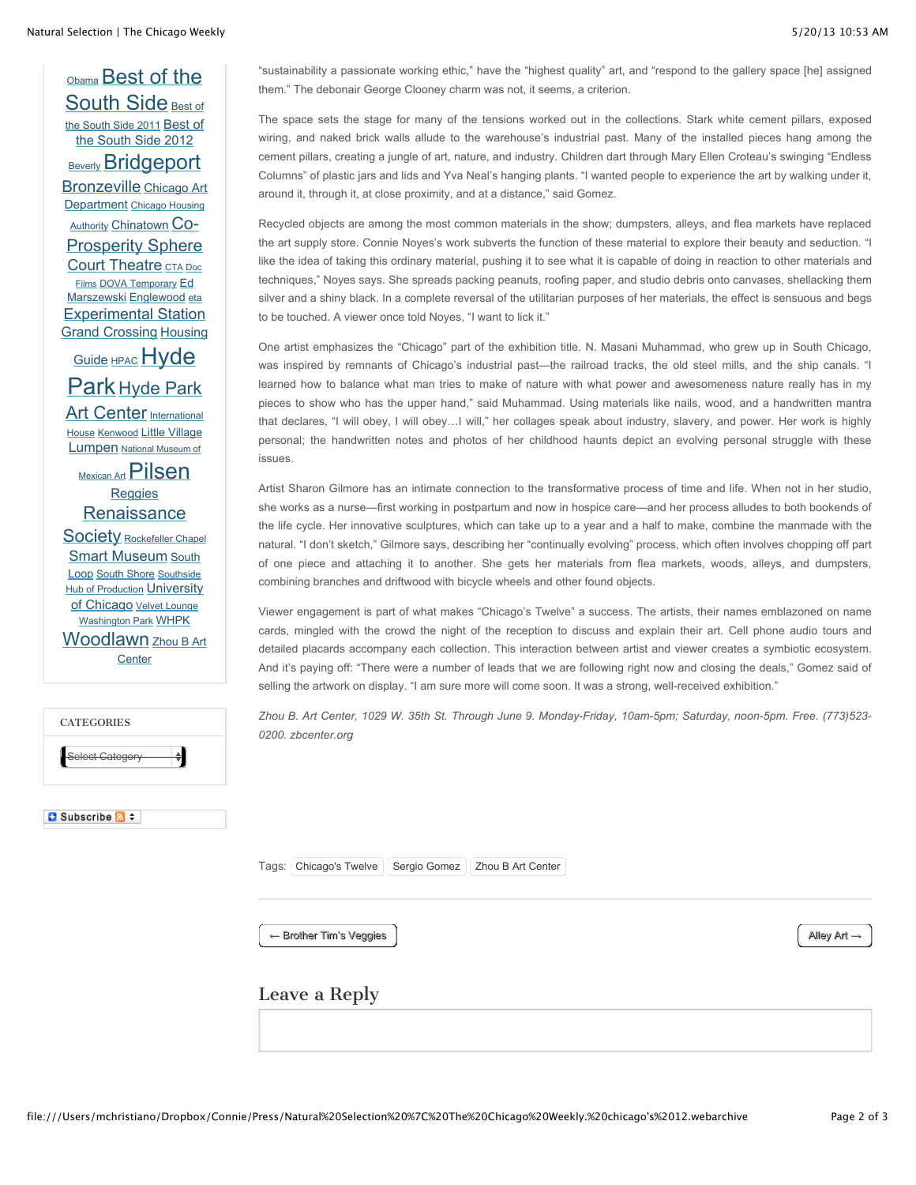Obama Best of the South Side Best of the South Side 2011 Best of the South Side 2012 Beverly Bridgeport Bronzeville Chicago Art Department Chicago Housing Authority Chinatown Co-Prosperity Sphere Court Theatre CTA Doc Films DOVA Temporary Ed Marszewski Englewood eta Experimental Station Grand Crossing Housing Guide HPAC Hyde Park Hyde Park Art Center International House Kenwood Little Village Lumpen National Museum of Mexican Art Pilsen Reggies Renaissance Society Rockefeller Chapel Smart Museum South Loop South Shore Southside Hub of Production University of Chicago Velvet Lounge Washington Park WHPK Woodlawn Zhou B Art Center

CATEGORIES

Select Category

Subscribe

"sustainability a passionate working ethic," have the "highest quality" art, and "respond to the gallery space [he] assigned them." The debonair George Clooney charm was not, it seems, a criterion.

The space sets the stage for many of the tensions worked out in the collections. Stark white cement pillars, exposed wiring, and naked brick walls allude to the warehouse's industrial past. Many of the installed pieces hang among the cement pillars, creating a jungle of art, nature, and industry. Children dart through Mary Ellen Croteau's swinging "Endless Columns" of plastic jars and lids and Yva Neal's hanging plants. "I wanted people to experience the art by walking under it, around it, through it, at close proximity, and at a distance," said Gomez.

Recycled objects are among the most common materials in the show; dumpsters, alleys, and flea markets have replaced the art supply store. Connie Noyes's work subverts the function of these material to explore their beauty and seduction. "I like the idea of taking this ordinary material, pushing it to see what it is capable of doing in reaction to other materials and techniques," Noyes says. She spreads packing peanuts, roofing paper, and studio debris onto canvases, shellacking them silver and a shiny black. In a complete reversal of the utilitarian purposes of her materials, the effect is sensuous and begs to be touched. A viewer once told Noyes, "I want to lick it."

One artist emphasizes the "Chicago" part of the exhibition title. N. Masani Muhammad, who grew up in South Chicago, was inspired by remnants of Chicago's industrial past—the railroad tracks, the old steel mills, and the ship canals. "I learned how to balance what man tries to make of nature with what power and awesomeness nature really has in my pieces to show who has the upper hand," said Muhammad. Using materials like nails, wood, and a handwritten mantra that declares, "I will obey, I will obey…I will," her collages speak about industry, slavery, and power. Her work is highly personal; the handwritten notes and photos of her childhood haunts depict an evolving personal struggle with these issues.

Artist Sharon Gilmore has an intimate connection to the transformative process of time and life. When not in her studio, she works as a nurse—first working in postpartum and now in hospice care—and her process alludes to both bookends of the life cycle. Her innovative sculptures, which can take up to a year and a half to make, combine the manmade with the natural. "I don't sketch," Gilmore says, describing her "continually evolving" process, which often involves chopping off part of one piece and attaching it to another. She gets her materials from flea markets, woods, alleys, and dumpsters, combining branches and driftwood with bicycle wheels and other found objects.

Viewer engagement is part of what makes "Chicago's Twelve" a success. The artists, their names emblazoned on name cards, mingled with the crowd the night of the reception to discuss and explain their art. Cell phone audio tours and detailed placards accompany each collection. This interaction between artist and viewer creates a symbiotic ecosystem. And it's paying off: "There were a number of leads that we are following right now and closing the deals," Gomez said of selling the artwork on display. "I am sure more will come soon. It was a strong, well-received exhibition."

*Zhou B. Art Center, 1029 W. 35th St. Through June 9. Monday-Friday, 10am-5pm; Saturday, noon-5pm. Free. (773)523-0200. zbcenter.org*

Tags: Chicago's Twelve | Sergio Gomez | Zhou B Art Center

← Brother Tim's Veggies

Alley Art →

## Leave a Reply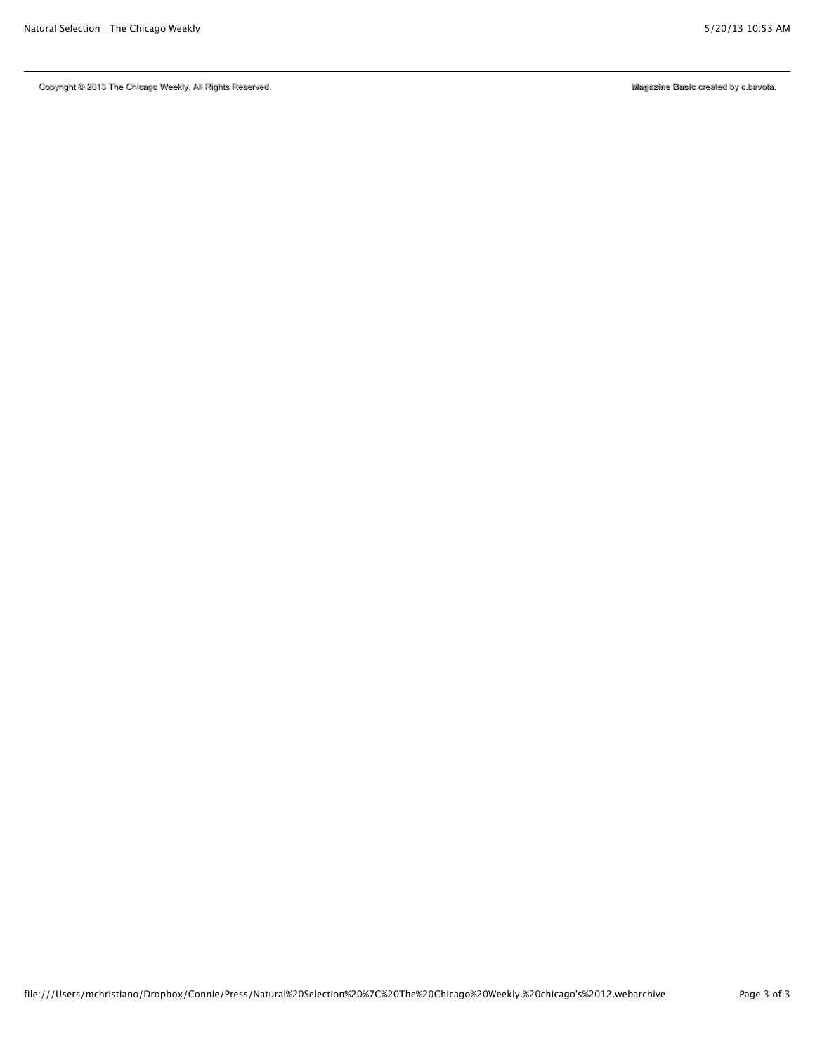Copyright © 2013 The Chicago Weekly. All Rights Reserved.

Magazine Basic created by c.bavota.